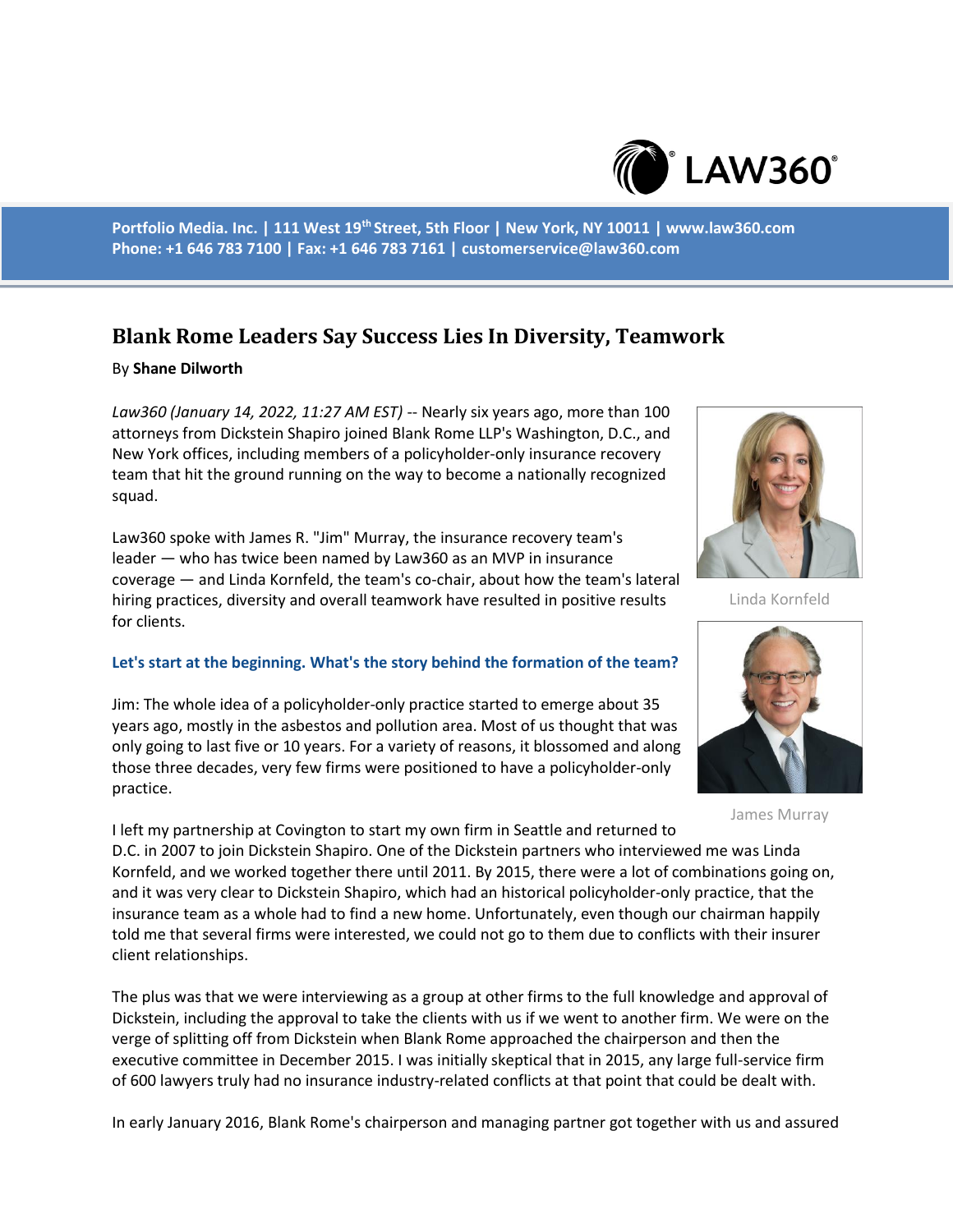# Blank Rome Leaders Say Success Lies In Diversity, Teamwork

By **Shane Dilworth**

*Law360 (January 14, 2022, 11:27 AM EST)* -- Nearly six years ago, more than 100 attorneys from Dickstein Shapiro joined Blank Rome LLP's Washington, D.C., and New York offices, including members of a policyholder-only insurance recovery team that hit the ground running on the way to become a nationally recognized squad.

Law360 spoke with James R. "Jim" Murray, the insurance recovery team's leader — who has twice been named by Law360 as an MVP in insurance coverage — and Linda Kornfeld, the team's co-chair, about how the team's lateral hiring practices, diversity and overall teamwork have resulted in positive results for clients.

Linda Kornfeld

James Murray

### Let's start at the beginning. What's the story behind the formation of the team?

Jim: The whole idea of a policyholder-only practice started to emerge about 35 years ago, mostly in the asbestos and pollution area. Most of us thought that was only going to last five or 10 years. For a variety of reasons, it blossomed and along those three decades, very few firms were positioned to have a policyholder-only practice.

I left my partnership at Covington to start my own firm in Seattle and returned to D.C. in 2007 to join Dickstein Shapiro. One of the Dickstein partners who interviewed me was Linda Kornfeld, and we worked together there until 2011. By 2015, there were a lot of combinations going on, and it was very clear to Dickstein Shapiro, which had an historical policyholder-only practice, that the insurance team as a whole had to find a new home. Unfortunately, even though our chairman happily told me that several firms were interested, we could not go to them due to conflicts with their insurer client relationships.

The plus was that we were interviewing as a group at other firms to the full knowledge and approval of Dickstein, including the approval to take the clients with us if we went to another firm. We were on the verge of splitting off from Dickstein when Blank Rome approached the chairperson and then the executive committee in December 2015. I was initially skeptical that in 2015, any large full-service firm of 600 lawyers truly had no insurance industry-related conflicts at that point that could be dealt with.

In early January 2016, Blank Rome's chairperson and managing partner got together with us and assured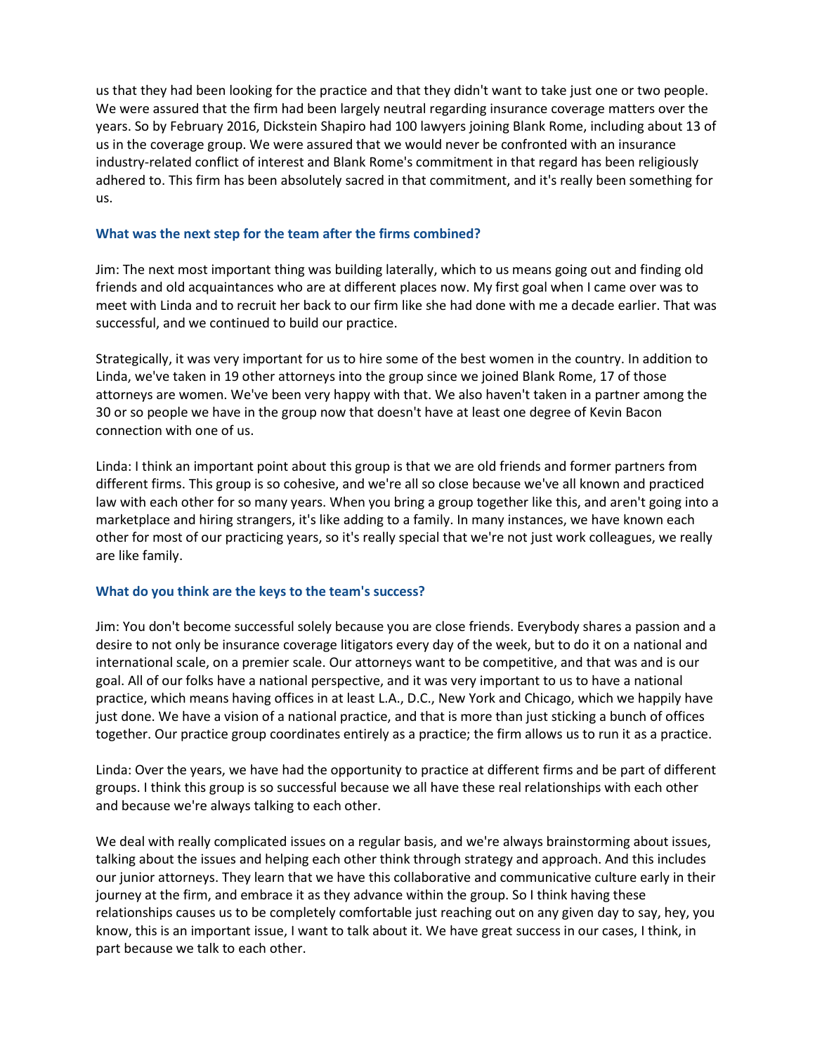us that they had been looking for the practice and that they didn't want to take just one or two people. We were assured that the firm had been largely neutral regarding insurance coverage matters over the years. So by February 2016, Dickstein Shapiro had 100 lawyers joining Blank Rome, including about 13 of us in the coverage group. We were assured that we would never be confronted with an insurance industry-related conflict of interest and Blank Rome's commitment in that regard has been religiously adhered to. This firm has been absolutely sacred in that commitment, and it's really been something for us.

### What was the next step for the team after the firms combined?

Jim: The next most important thing was building laterally, which to us means going out and finding old friends and old acquaintances who are at different places now. My first goal when I came over was to meet with Linda and to recruit her back to our firm like she had done with me a decade earlier. That was successful, and we continued to build our practice.

Strategically, it was very important for us to hire some of the best women in the country. In addition to Linda, we've taken in 19 other attorneys into the group since we joined Blank Rome, 17 of those attorneys are women. We've been very happy with that. We also haven't taken in a partner among the 30 or so people we have in the group now that doesn't have at least one degree of Kevin Bacon connection with one of us.

Linda: I think an important point about this group is that we are old friends and former partners from different firms. This group is so cohesive, and we're all so close because we've all known and practiced law with each other for so many years. When you bring a group together like this, and aren't going into a marketplace and hiring strangers, it's like adding to a family. In many instances, we have known each other for most of our practicing years, so it's really special that we're not just work colleagues, we really are like family.

### What do you think are the keys to the team's success?

Jim: You don't become successful solely because you are close friends. Everybody shares a passion and a desire to not only be insurance coverage litigators every day of the week, but to do it on a national and international scale, on a premier scale. Our attorneys want to be competitive, and that was and is our goal. All of our folks have a national perspective, and it was very important to us to have a national practice, which means having offices in at least L.A., D.C., New York and Chicago, which we happily have just done. We have a vision of a national practice, and that is more than just sticking a bunch of offices together. Our practice group coordinates entirely as a practice; the firm allows us to run it as a practice.

Linda: Over the years, we have had the opportunity to practice at different firms and be part of different groups. I think this group is so successful because we all have these real relationships with each other and because we're always talking to each other.

We deal with really complicated issues on a regular basis, and we're always brainstorming about issues, talking about the issues and helping each other think through strategy and approach. And this includes our junior attorneys. They learn that we have this collaborative and communicative culture early in their journey at the firm, and embrace it as they advance within the group. So I think having these relationships causes us to be completely comfortable just reaching out on any given day to say, hey, you know, this is an important issue, I want to talk about it. We have great success in our cases, I think, in part because we talk to each other.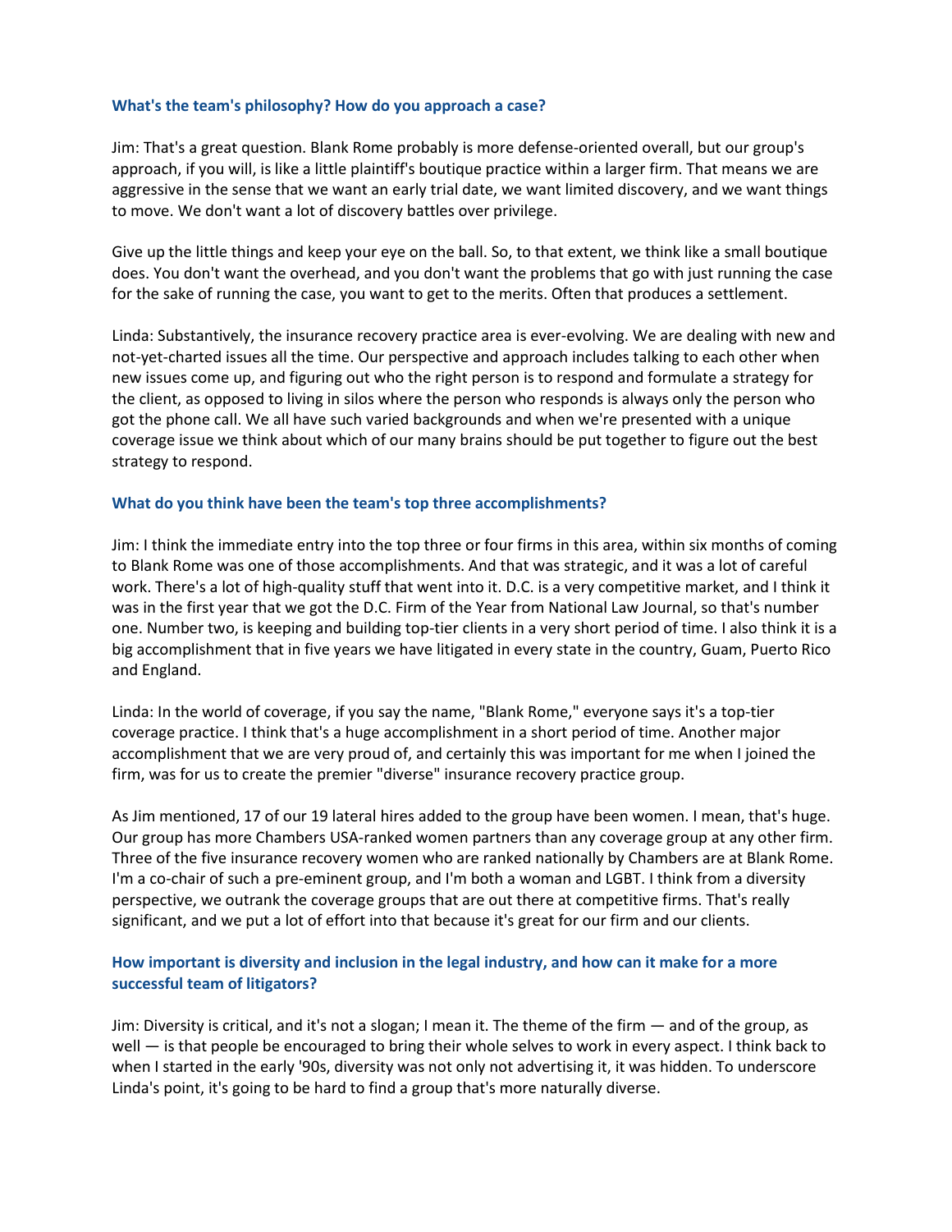**What's the team's philosophy? How do you approach a case?**

Jim: That's a great question. Blank Rome probably is more defense-oriented overall, but our group's approach, if you will, is like a little plaintiff's boutique practice within a larger firm. That means we are aggressive in the sense that we want an early trial date, we want limited discovery, and we want things to move. We don't want a lot of discovery battles over privilege.

Give up the little things and keep your eye on the ball. So, to that extent, we think like a small boutique does. You don't want the overhead, and you don't want the problems that go with just running the case for the sake of running the case, you want to get to the merits. Often that produces a settlement.

Linda: Substantively, the insurance recovery practice area is ever-evolving. We are dealing with new and not-yet-charted issues all the time. Our perspective and approach includes talking to each other when new issues come up, and figuring out who the right person is to respond and formulate a strategy for the client, as opposed to living in silos where the person who responds is always only the person who got the phone call. We all have such varied backgrounds and when we're presented with a unique coverage issue we think about which of our many brains should be put together to figure out the best strategy to respond.

**What do you think have been the team's top three accomplishments?**

Jim: I think the immediate entry into the top three or four firms in this area, within six months of coming to Blank Rome was one of those accomplishments. And that was strategic, and it was a lot of careful work. There's a lot of high-quality stuff that went into it. D.C. is a very competitive market, and I think it was in the first year that we got the D.C. Firm of the Year from National Law Journal, so that's number one. Number two, is keeping and building top-tier clients in a very short period of time. I also think it is a big accomplishment that in five years we have litigated in every state in the country, Guam, Puerto Rico and England.

Linda: In the world of coverage, if you say the name, "Blank Rome," everyone says it's a top-tier coverage practice. I think that's a huge accomplishment in a short period of time. Another major accomplishment that we are very proud of, and certainly this was important for me when I joined the firm, was for us to create the premier "diverse" insurance recovery practice group.

As Jim mentioned, 17 of our 19 lateral hires added to the group have been women. I mean, that's huge. Our group has more Chambers USA-ranked women partners than any coverage group at any other firm. Three of the five insurance recovery women who are ranked nationally by Chambers are at Blank Rome. I'm a co-chair of such a pre-eminent group, and I'm both a woman and LGBT. I think from a diversity perspective, we outrank the coverage groups that are out there at competitive firms. That's really significant, and we put a lot of effort into that because it's great for our firm and our clients.

**How important is diversity and inclusion in the legal industry, and how can it make for a more successful team of litigators?**

Jim: Diversity is critical, and it's not a slogan; I mean it. The theme of the firm — and of the group, as well — is that people be encouraged to bring their whole selves to work in every aspect. I think back to when I started in the early '90s, diversity was not only not advertising it, it was hidden. To underscore Linda's point, it's going to be hard to find a group that's more naturally diverse.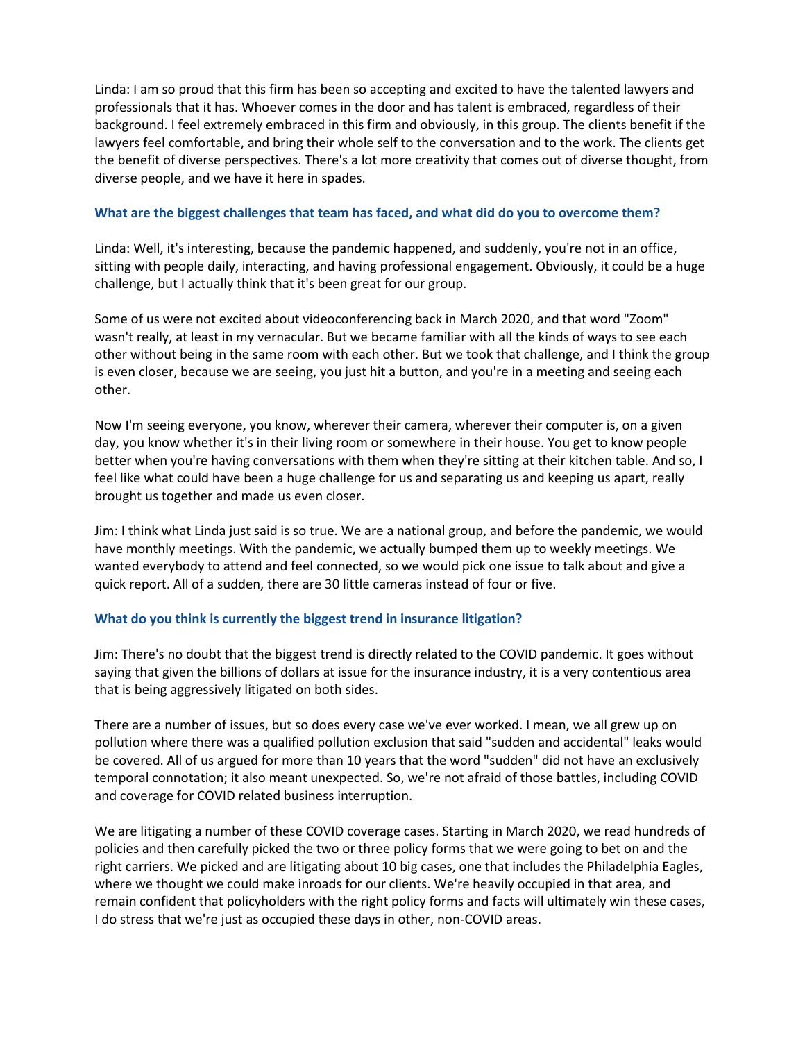Linda: I am so proud that this firm has been so accepting and excited to have the talented lawyers and professionals that it has. Whoever comes in the door and has talent is embraced, regardless of their background. I feel extremely embraced in this firm and obviously, in this group. The clients benefit if the lawyers feel comfortable, and bring their whole self to the conversation and to the work. The clients get the benefit of diverse perspectives. There's a lot more creativity that comes out of diverse thought, from diverse people, and we have it here in spades.

### What are the biggest challenges that team has faced, and what did do you to overcome them?

Linda: Well, it's interesting, because the pandemic happened, and suddenly, you're not in an office, sitting with people daily, interacting, and having professional engagement. Obviously, it could be a huge challenge, but I actually think that it's been great for our group.

Some of us were not excited about videoconferencing back in March 2020, and that word "Zoom" wasn't really, at least in my vernacular. But we became familiar with all the kinds of ways to see each other without being in the same room with each other. But we took that challenge, and I think the group is even closer, because we are seeing, you just hit a button, and you're in a meeting and seeing each other.

Now I'm seeing everyone, you know, wherever their camera, wherever their computer is, on a given day, you know whether it's in their living room or somewhere in their house. You get to know people better when you're having conversations with them when they're sitting at their kitchen table. And so, I feel like what could have been a huge challenge for us and separating us and keeping us apart, really brought us together and made us even closer.

Jim: I think what Linda just said is so true. We are a national group, and before the pandemic, we would have monthly meetings. With the pandemic, we actually bumped them up to weekly meetings. We wanted everybody to attend and feel connected, so we would pick one issue to talk about and give a quick report. All of a sudden, there are 30 little cameras instead of four or five.

### What do you think is currently the biggest trend in insurance litigation?

Jim: There's no doubt that the biggest trend is directly related to the COVID pandemic. It goes without saying that given the billions of dollars at issue for the insurance industry, it is a very contentious area that is being aggressively litigated on both sides.

There are a number of issues, but so does every case we've ever worked. I mean, we all grew up on pollution where there was a qualified pollution exclusion that said "sudden and accidental" leaks would be covered. All of us argued for more than 10 years that the word "sudden" did not have an exclusively temporal connotation; it also meant unexpected. So, we're not afraid of those battles, including COVID and coverage for COVID related business interruption.

We are litigating a number of these COVID coverage cases. Starting in March 2020, we read hundreds of policies and then carefully picked the two or three policy forms that we were going to bet on and the right carriers. We picked and are litigating about 10 big cases, one that includes the Philadelphia Eagles, where we thought we could make inroads for our clients. We're heavily occupied in that area, and remain confident that policyholders with the right policy forms and facts will ultimately win these cases, I do stress that we're just as occupied these days in other, non-COVID areas.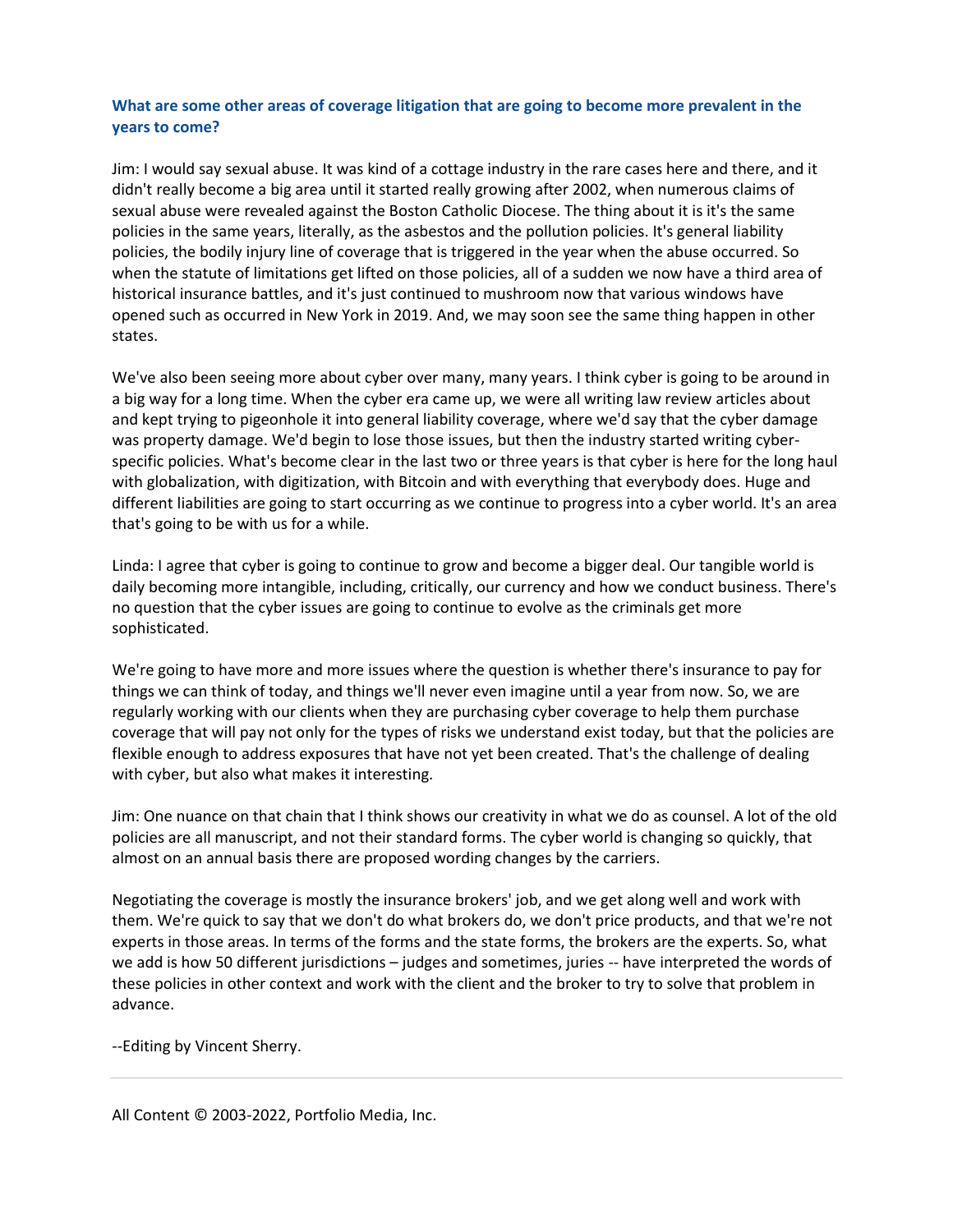### What are some other areas of coverage litigation that are going to become more prevalent in the years to come?

Jim: I would say sexual abuse. It was kind of a cottage industry in the rare cases here and there, and it didn't really become a big area until it started really growing after 2002, when numerous claims of sexual abuse were revealed against the Boston Catholic Diocese. The thing about it is it's the same policies in the same years, literally, as the asbestos and the pollution policies. It's general liability policies, the bodily injury line of coverage that is triggered in the year when the abuse occurred. So when the statute of limitations get lifted on those policies, all of a sudden we now have a third area of historical insurance battles, and it's just continued to mushroom now that various windows have opened such as occurred in New York in 2019. And, we may soon see the same thing happen in other states.

We've also been seeing more about cyber over many, many years. I think cyber is going to be around in a big way for a long time. When the cyber era came up, we were all writing law review articles about and kept trying to pigeonhole it into general liability coverage, where we'd say that the cyber damage was property damage. We'd begin to lose those issues, but then the industry started writing cyber-specific policies. What's become clear in the last two or three years is that cyber is here for the long haul with globalization, with digitization, with Bitcoin and with everything that everybody does. Huge and different liabilities are going to start occurring as we continue to progress into a cyber world. It's an area that's going to be with us for a while.

Linda: I agree that cyber is going to continue to grow and become a bigger deal. Our tangible world is daily becoming more intangible, including, critically, our currency and how we conduct business. There's no question that the cyber issues are going to continue to evolve as the criminals get more sophisticated.

We're going to have more and more issues where the question is whether there's insurance to pay for things we can think of today, and things we'll never even imagine until a year from now. So, we are regularly working with our clients when they are purchasing cyber coverage to help them purchase coverage that will pay not only for the types of risks we understand exist today, but that the policies are flexible enough to address exposures that have not yet been created. That's the challenge of dealing with cyber, but also what makes it interesting.

Jim: One nuance on that chain that I think shows our creativity in what we do as counsel. A lot of the old policies are all manuscript, and not their standard forms. The cyber world is changing so quickly, that almost on an annual basis there are proposed wording changes by the carriers.

Negotiating the coverage is mostly the insurance brokers' job, and we get along well and work with them. We're quick to say that we don't do what brokers do, we don't price products, and that we're not experts in those areas. In terms of the forms and the state forms, the brokers are the experts. So, what we add is how 50 different jurisdictions – judges and sometimes, juries -- have interpreted the words of these policies in other context and work with the client and the broker to try to solve that problem in advance.

--Editing by Vincent Sherry.

---

All Content © 2003-2022, Portfolio Media, Inc.